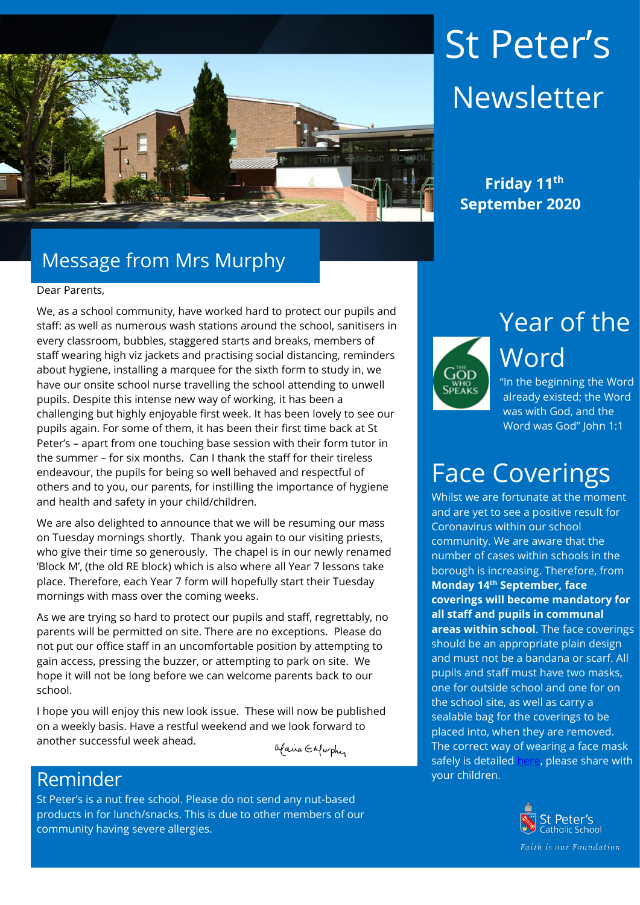# St Peter's Newsletter

**Friday 11th September 2020**

## Message from Mrs Murphy

Dear Parents,

We, as a school community, have worked hard to protect our pupils and staff: as well as numerous wash stations around the school, sanitisers in every classroom, bubbles, staggered starts and breaks, members of staff wearing high viz jackets and practising social distancing, reminders about hygiene, installing a marquee for the sixth form to study in, we have our onsite school nurse travelling the school attending to unwell pupils. Despite this intense new way of working, it has been a challenging but highly enjoyable first week. It has been lovely to see our pupils again. For some of them, it has been their first time back at St Peter's – apart from one touching base session with their form tutor in the summer – for six months. Can I thank the staff for their tireless endeavour, the pupils for being so well behaved and respectful of others and to you, our parents, for instilling the importance of hygiene and health and safety in your child/children.

We are also delighted to announce that we will be resuming our mass on Tuesday mornings shortly. Thank you again to our visiting priests, who give their time so generously. The chapel is in our newly renamed 'Block M', (the old RE block) which is also where all Year 7 lessons take place. Therefore, each Year 7 form will hopefully start their Tuesday mornings with mass over the coming weeks.

As we are trying so hard to protect our pupils and staff, regrettably, no parents will be permitted on site. There are no exceptions. Please do not put our office staff in an uncomfortable position by attempting to gain access, pressing the buzzer, or attempting to park on site. We hope it will not be long before we can welcome parents back to our school.

I hope you will enjoy this new look issue. These will now be published on a weekly basis. Have a restful weekend and we look forward to another successful week ahead.

Alaina E Murphy

## Reminder

St Peter's is a nut free school. Please do not send any nut-based products in for lunch/snacks. This is due to other members of our community having severe allergies.

## Year of the Word

The God Who Speaks

"In the beginning the Word already existed; the Word was with God, and the Word was God" John 1:1

## Face Coverings

Whilst we are fortunate at the moment and are yet to see a positive result for Coronavirus within our school community. We are aware that the number of cases within schools in the borough is increasing. Therefore, from **Monday 14th September, face coverings will become mandatory for all staff and pupils in communal areas within school**. The face coverings should be an appropriate plain design and must not be a bandana or scarf. All pupils and staff must have two masks, one for outside school and one for on the school site, as well as carry a sealable bag for the coverings to be placed into, when they are removed. The correct way of wearing a face mask safely is detailed here, please share with your children.

St Peter's Catholic School

*Faith is our Foundation*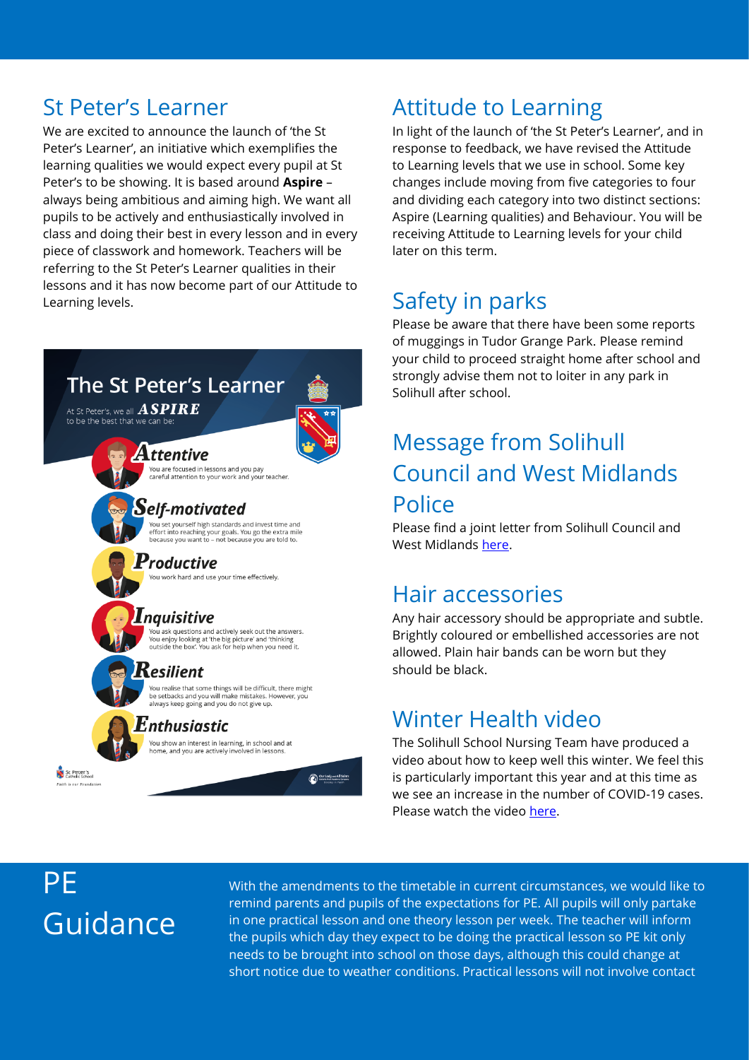## St Peter's Learner

We are excited to announce the launch of 'the St Peter's Learner', an initiative which exemplifies the learning qualities we would expect every pupil at St Peter's to be showing. It is based around **Aspire** – always being ambitious and aiming high. We want all pupils to be actively and enthusiastically involved in class and doing their best in every lesson and in every piece of classwork and homework. Teachers will be referring to the St Peter's Learner qualities in their lessons and it has now become part of our Attitude to Learning levels.

### The St Peter's Learner

At St Peter's, we all ***ASPIRE*** to be the best that we can be:

***Attentive***
You are focused in lessons and you pay careful attention to your work and your teacher.

***Self-motivated***
You set yourself high standards and invest time and effort into reaching your goals. You go the extra mile because you want to – not because you are told to.

***Productive***
You work hard and use your time effectively.

***Inquisitive***
You ask questions and actively seek out the answers. You enjoy looking at 'the big picture' and 'thinking outside the box'. You ask for help when you need it.

***Resilient***
You realise that some things will be difficult, there might be setbacks and you will make mistakes. However, you always keep going and you do not give up.

***Enthusiastic***
You show an interest in learning, in school and at home, and you are actively involved in lessons.

## Attitude to Learning

In light of the launch of 'the St Peter's Learner', and in response to feedback, we have revised the Attitude to Learning levels that we use in school. Some key changes include moving from five categories to four and dividing each category into two distinct sections: Aspire (Learning qualities) and Behaviour. You will be receiving Attitude to Learning levels for your child later on this term.

## Safety in parks

Please be aware that there have been some reports of muggings in Tudor Grange Park. Please remind your child to proceed straight home after school and strongly advise them not to loiter in any park in Solihull after school.

## Message from Solihull Council and West Midlands Police

Please find a joint letter from Solihull Council and West Midlands here.

## Hair accessories

Any hair accessory should be appropriate and subtle. Brightly coloured or embellished accessories are not allowed. Plain hair bands can be worn but they should be black.

## Winter Health video

The Solihull School Nursing Team have produced a video about how to keep well this winter. We feel this is particularly important this year and at this time as we see an increase in the number of COVID-19 cases. Please watch the video here.

## PE Guidance

With the amendments to the timetable in current circumstances, we would like to remind parents and pupils of the expectations for PE. All pupils will only partake in one practical lesson and one theory lesson per week. The teacher will inform the pupils which day they expect to be doing the practical lesson so PE kit only needs to be brought into school on those days, although this could change at short notice due to weather conditions. Practical lessons will not involve contact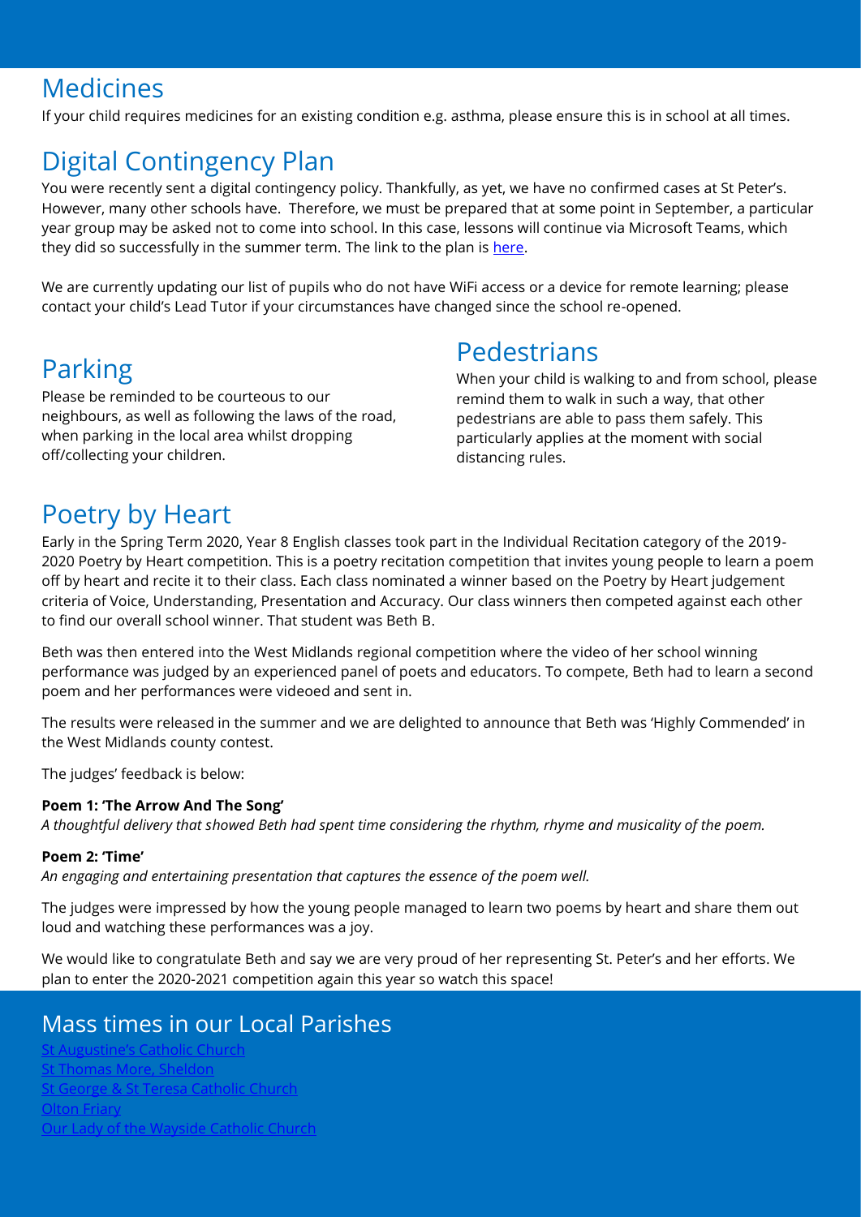## Medicines

If your child requires medicines for an existing condition e.g. asthma, please ensure this is in school at all times.

## Digital Contingency Plan

You were recently sent a digital contingency policy. Thankfully, as yet, we have no confirmed cases at St Peter's. However, many other schools have. Therefore, we must be prepared that at some point in September, a particular year group may be asked not to come into school. In this case, lessons will continue via Microsoft Teams, which they did so successfully in the summer term. The link to the plan is here.

We are currently updating our list of pupils who do not have WiFi access or a device for remote learning; please contact your child's Lead Tutor if your circumstances have changed since the school re-opened.

## Parking

Please be reminded to be courteous to our neighbours, as well as following the laws of the road, when parking in the local area whilst dropping off/collecting your children.

## Pedestrians

When your child is walking to and from school, please remind them to walk in such a way, that other pedestrians are able to pass them safely. This particularly applies at the moment with social distancing rules.

## Poetry by Heart

Early in the Spring Term 2020, Year 8 English classes took part in the Individual Recitation category of the 2019-2020 Poetry by Heart competition. This is a poetry recitation competition that invites young people to learn a poem off by heart and recite it to their class. Each class nominated a winner based on the Poetry by Heart judgement criteria of Voice, Understanding, Presentation and Accuracy. Our class winners then competed against each other to find our overall school winner. That student was Beth B.

Beth was then entered into the West Midlands regional competition where the video of her school winning performance was judged by an experienced panel of poets and educators. To compete, Beth had to learn a second poem and her performances were videoed and sent in.

The results were released in the summer and we are delighted to announce that Beth was 'Highly Commended' in the West Midlands county contest.

The judges' feedback is below:

**Poem 1: 'The Arrow And The Song'**
*A thoughtful delivery that showed Beth had spent time considering the rhythm, rhyme and musicality of the poem.*

**Poem 2: 'Time'**
*An engaging and entertaining presentation that captures the essence of the poem well.*

The judges were impressed by how the young people managed to learn two poems by heart and share them out loud and watching these performances was a joy.

We would like to congratulate Beth and say we are very proud of her representing St. Peter's and her efforts. We plan to enter the 2020-2021 competition again this year so watch this space!

## Mass times in our Local Parishes

St Augustine's Catholic Church
St Thomas More, Sheldon
St George & St Teresa Catholic Church
Olton Friary
Our Lady of the Wayside Catholic Church